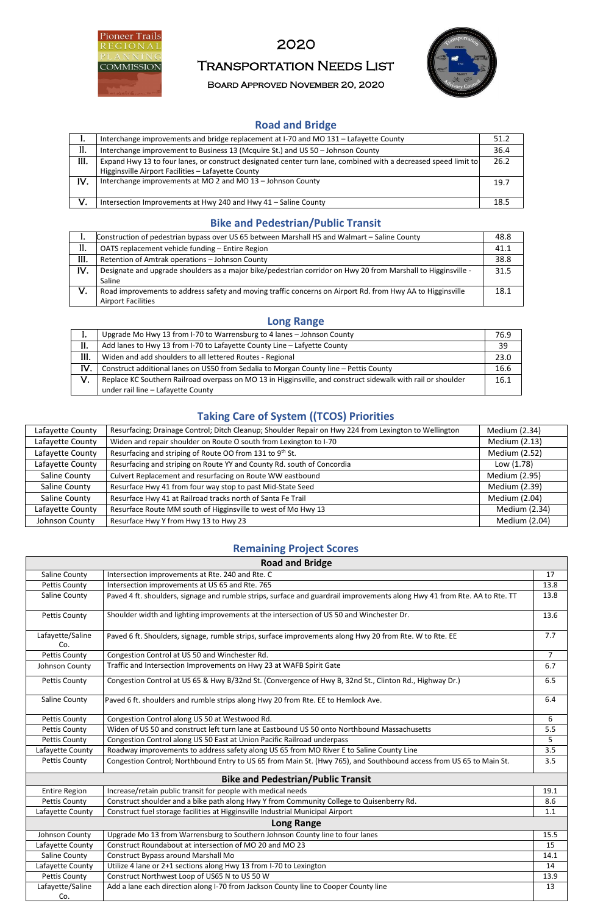# 2020

# Transportation Needs List

### Board Approved November 20, 2020

## Road and Bridge

| | | |
|---|---|---|
| I. | Interchange improvements and bridge replacement at I-70 and MO 131 – Lafayette County | 51.2 |
| II. | Interchange improvement to Business 13 (Mcquire St.) and US 50 – Johnson County | 36.4 |
| III. | Expand Hwy 13 to four lanes, or construct designated center turn lane, combined with a decreased speed limit to Higginsville Airport Facilities – Lafayette County | 26.2 |
| IV. | Interchange improvements at MO 2 and MO 13 – Johnson County | 19.7 |
| V. | Intersection Improvements at Hwy 240 and Hwy 41 – Saline County | 18.5 |

## Bike and Pedestrian/Public Transit

| | | |
|---|---|---|
| I. | Construction of pedestrian bypass over US 65 between Marshall HS and Walmart – Saline County | 48.8 |
| II. | OATS replacement vehicle funding – Entire Region | 41.1 |
| III. | Retention of Amtrak operations – Johnson County | 38.8 |
| IV. | Designate and upgrade shoulders as a major bike/pedestrian corridor on Hwy 20 from Marshall to Higginsville - Saline | 31.5 |
| V. | Road improvements to address safety and moving traffic concerns on Airport Rd. from Hwy AA to Higginsville Airport Facilities | 18.1 |

## Long Range

| | | |
|---|---|---|
| I. | Upgrade Mo Hwy 13 from I-70 to Warrensburg to 4 lanes – Johnson County | 76.9 |
| II. | Add lanes to Hwy 13 from I-70 to Lafayette County Line – Lafayette County | 39 |
| III. | Widen and add shoulders to all lettered Routes - Regional | 23.0 |
| IV. | Construct additional lanes on US50 from Sedalia to Morgan County line – Pettis County | 16.6 |
| V. | Replace KC Southern Railroad overpass on MO 13 in Higginsville, and construct sidewalk with rail or shoulder under rail line – Lafayette County | 16.1 |

## Taking Care of System ((TCOS) Priorities

| | | |
|---|---|---|
| Lafayette County | Resurfacing; Drainage Control; Ditch Cleanup; Shoulder Repair on Hwy 224 from Lexington to Wellington | Medium (2.34) |
| Lafayette County | Widen and repair shoulder on Route O south from Lexington to I-70 | Medium (2.13) |
| Lafayette County | Resurfacing and striping of Route OO from 131 to 9th St. | Medium (2.52) |
| Lafayette County | Resurfacing and striping on Route YY and County Rd. south of Concordia | Low (1.78) |
| Saline County | Culvert Replacement and resurfacing on Route WW eastbound | Medium (2.95) |
| Saline County | Resurface Hwy 41 from four way stop to past Mid-State Seed | Medium (2.39) |
| Saline County | Resurface Hwy 41 at Railroad tracks north of Santa Fe Trail | Medium (2.04) |
| Lafayette County | Resurface Route MM south of Higginsville to west of Mo Hwy 13 | Medium (2.34) |
| Johnson County | Resurface Hwy Y from Hwy 13 to Hwy 23 | Medium (2.04) |

## Remaining Project Scores

| Road and Bridge | | |
|---|---|---|
| Saline County | Intersection improvements at Rte. 240 and Rte. C | 17 |
| Pettis County | Intersection improvements at US 65 and Rte. 765 | 13.8 |
| Saline County | Paved 4 ft. shoulders, signage and rumble strips, surface and guardrail improvements along Hwy 41 from Rte. AA to Rte. TT | 13.8 |
| Pettis County | Shoulder width and lighting improvements at the intersection of US 50 and Winchester Dr. | 13.6 |
| Lafayette/Saline Co. | Paved 6 ft. Shoulders, signage, rumble strips, surface improvements along Hwy 20 from Rte. W to Rte. EE | 7.7 |
| Pettis County | Congestion Control at US 50 and Winchester Rd. | 7 |
| Johnson County | Traffic and Intersection Improvements on Hwy 23 at WAFB Spirit Gate | 6.7 |
| Pettis County | Congestion Control at US 65 & Hwy B/32nd St. (Convergence of Hwy B, 32nd St., Clinton Rd., Highway Dr.) | 6.5 |
| Saline County | Paved 6 ft. shoulders and rumble strips along Hwy 20 from Rte. EE to Hemlock Ave. | 6.4 |
| Pettis County | Congestion Control along US 50 at Westwood Rd. | 6 |
| Pettis County | Widen of US 50 and construct left turn lane at Eastbound US 50 onto Northbound Massachusetts | 5.5 |
| Pettis County | Congestion Control along US 50 East at Union Pacific Railroad underpass | 5 |
| Lafayette County | Roadway improvements to address safety along US 65 from MO River E to Saline County Line | 3.5 |
| Pettis County | Congestion Control; Northbound Entry to US 65 from Main St. (Hwy 765), and Southbound access from US 65 to Main St. | 3.5 |
| **Bike and Pedestrian/Public Transit** | | |
| Entire Region | Increase/retain public transit for people with medical needs | 19.1 |
| Pettis County | Construct shoulder and a bike path along Hwy Y from Community College to Quisenberry Rd. | 8.6 |
| Lafayette County | Construct fuel storage facilities at Higginsville Industrial Municipal Airport | 1.1 |
| **Long Range** | | |
| Johnson County | Upgrade Mo 13 from Warrensburg to Southern Johnson County line to four lanes | 15.5 |
| Lafayette County | Construct Roundabout at intersection of MO 20 and MO 23 | 15 |
| Saline County | Construct Bypass around Marshall Mo | 14.1 |
| Lafayette County | Utilize 4 lane or 2+1 sections along Hwy 13 from I-70 to Lexington | 14 |
| Pettis County | Construct Northwest Loop of US65 N to US 50 W | 13.9 |
| Lafayette/Saline Co. | Add a lane each direction along I-70 from Jackson County line to Cooper County line | 13 |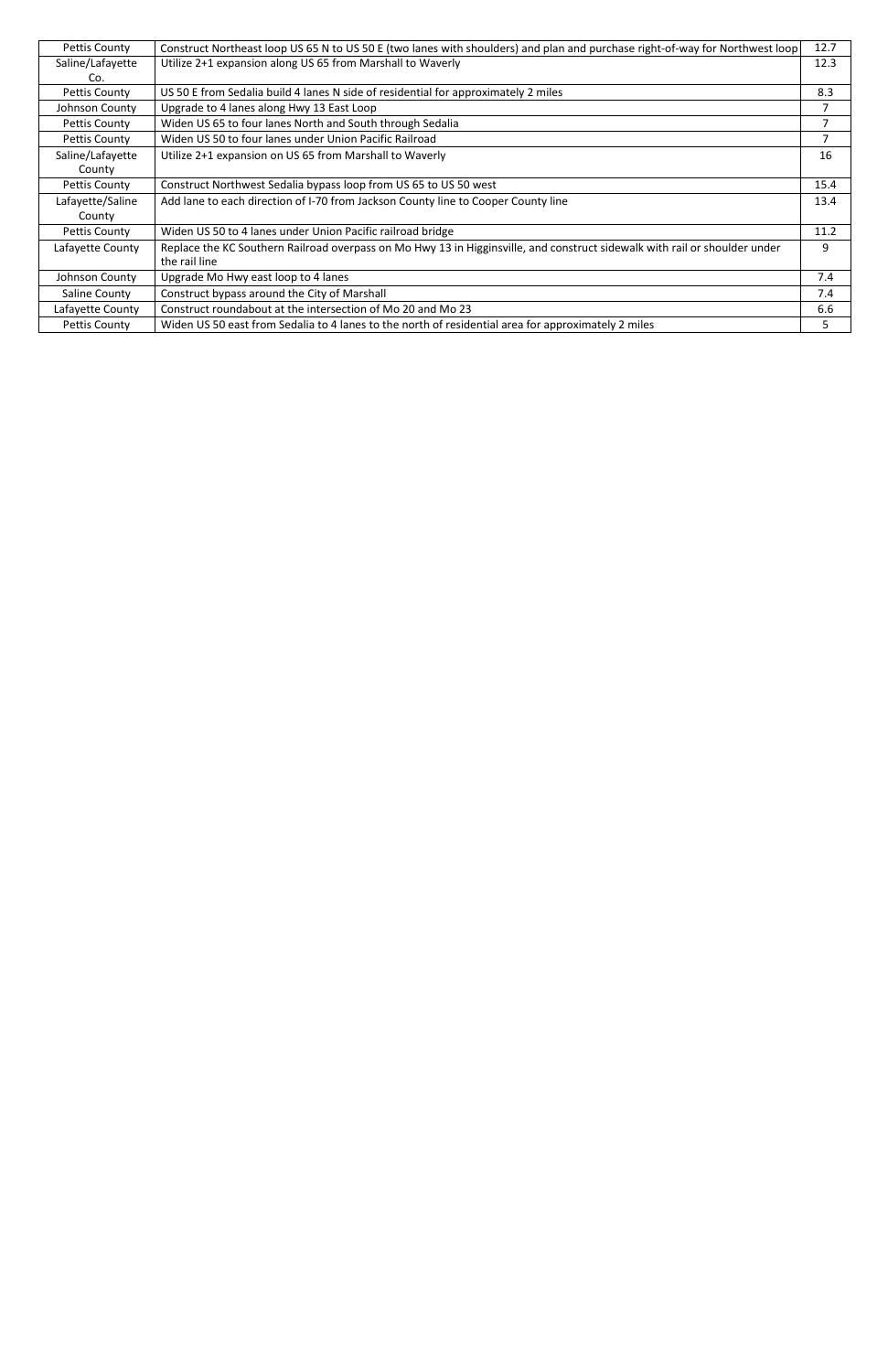| | | |
|---|---|---|
| Pettis County | Construct Northeast loop US 65 N to US 50 E (two lanes with shoulders) and plan and purchase right-of-way for Northwest loop | 12.7 |
| Saline/Lafayette Co. | Utilize 2+1 expansion along US 65 from Marshall to Waverly | 12.3 |
| Pettis County | US 50 E from Sedalia build 4 lanes N side of residential for approximately 2 miles | 8.3 |
| Johnson County | Upgrade to 4 lanes along Hwy 13 East Loop | 7 |
| Pettis County | Widen US 65 to four lanes North and South through Sedalia | 7 |
| Pettis County | Widen US 50 to four lanes under Union Pacific Railroad | 7 |
| Saline/Lafayette County | Utilize 2+1 expansion on US 65 from Marshall to Waverly | 16 |
| Pettis County | Construct Northwest Sedalia bypass loop from US 65 to US 50 west | 15.4 |
| Lafayette/Saline County | Add lane to each direction of I-70 from Jackson County line to Cooper County line | 13.4 |
| Pettis County | Widen US 50 to 4 lanes under Union Pacific railroad bridge | 11.2 |
| Lafayette County | Replace the KC Southern Railroad overpass on Mo Hwy 13 in Higginsville, and construct sidewalk with rail or shoulder under the rail line | 9 |
| Johnson County | Upgrade Mo Hwy east loop to 4 lanes | 7.4 |
| Saline County | Construct bypass around the City of Marshall | 7.4 |
| Lafayette County | Construct roundabout at the intersection of Mo 20 and Mo 23 | 6.6 |
| Pettis County | Widen US 50 east from Sedalia to 4 lanes to the north of residential area for approximately 2 miles | 5 |